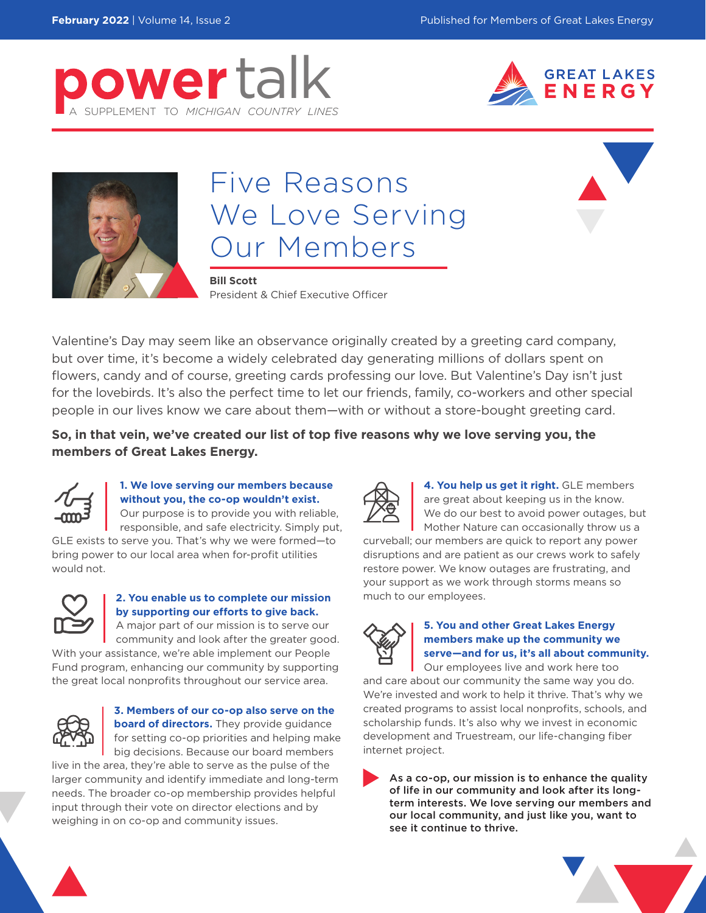# power talk

A SUPPLEMENT TO *MICHIGAN COUNTRY LINES*

GREAT LAKES ENERGY

## Five Reasons We Love Serving Our Members

**Bill Scott**
President & Chief Executive Officer

Valentine's Day may seem like an observance originally created by a greeting card company, but over time, it's become a widely celebrated day generating millions of dollars spent on flowers, candy and of course, greeting cards professing our love. But Valentine's Day isn't just for the lovebirds. It's also the perfect time to let our friends, family, co-workers and other special people in our lives know we care about them—with or without a store-bought greeting card.

**So, in that vein, we've created our list of top five reasons why we love serving you, the members of Great Lakes Energy.**

**1. We love serving our members because without you, the co-op wouldn't exist.** Our purpose is to provide you with reliable, responsible, and safe electricity. Simply put, GLE exists to serve you. That's why we were formed—to bring power to our local area when for-profit utilities would not.

**2. You enable us to complete our mission by supporting our efforts to give back.** A major part of our mission is to serve our community and look after the greater good. With your assistance, we're able implement our People Fund program, enhancing our community by supporting the great local nonprofits throughout our service area.

**3. Members of our co-op also serve on the board of directors.** They provide guidance for setting co-op priorities and helping make big decisions. Because our board members live in the area, they're able to serve as the pulse of the larger community and identify immediate and long-term needs. The broader co-op membership provides helpful input through their vote on director elections and by weighing in on co-op and community issues.

**4. You help us get it right.** GLE members are great about keeping us in the know. We do our best to avoid power outages, but Mother Nature can occasionally throw us a curveball; our members are quick to report any power disruptions and are patient as our crews work to safely restore power. We know outages are frustrating, and your support as we work through storms means so much to our employees.

**5. You and other Great Lakes Energy members make up the community we serve—and for us, it's all about community.** Our employees live and work here too and care about our community the same way you do. We're invested and work to help it thrive. That's why we created programs to assist local nonprofits, schools, and scholarship funds. It's also why we invest in economic development and Truestream, our life-changing fiber internet project.

**As a co-op, our mission is to enhance the quality of life in our community and look after its long-term interests. We love serving our members and our local community, and just like you, want to see it continue to thrive.**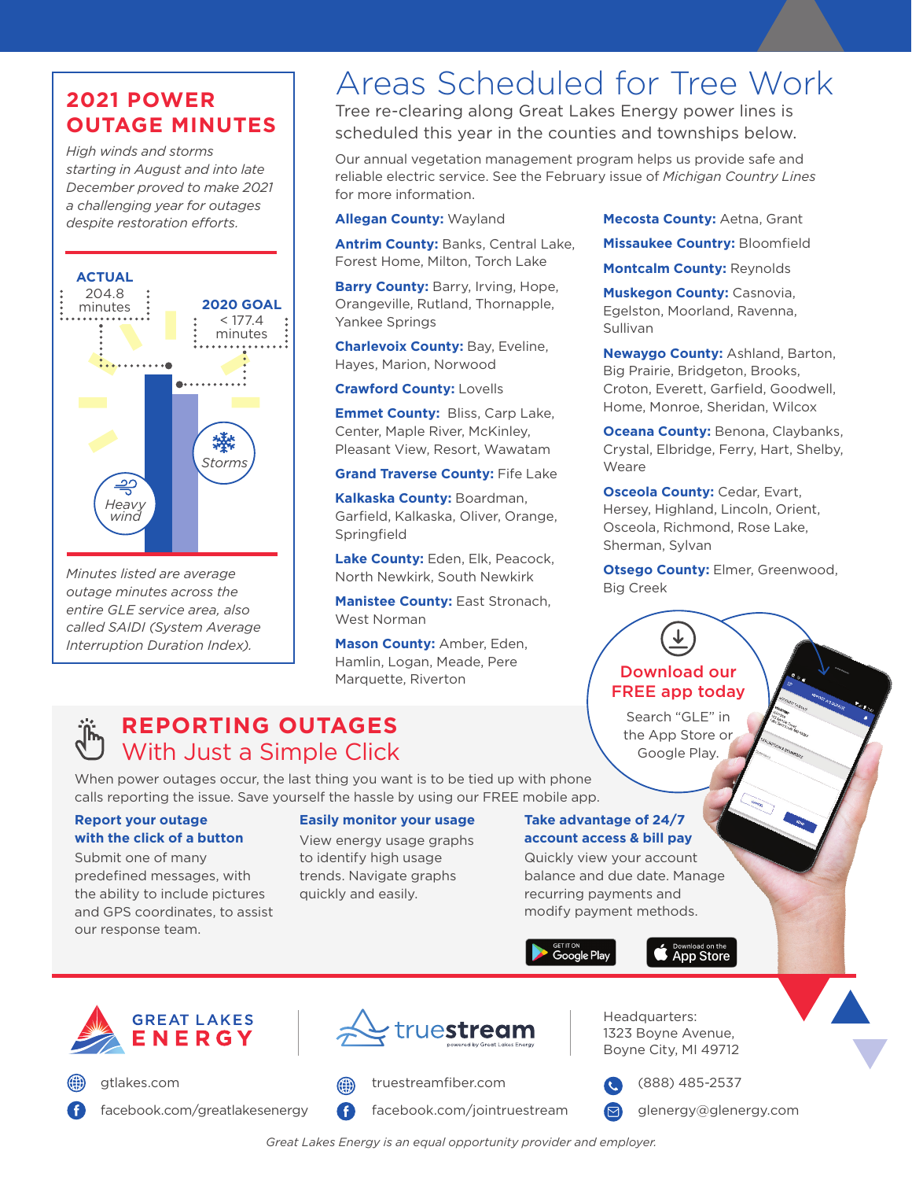## 2021 POWER OUTAGE MINUTES

*High winds and storms starting in August and into late December proved to make 2021 a challenging year for outages despite restoration efforts.*

ACTUAL
204.8 minutes

2020 GOAL
< 177.4 minutes

Storms

Heavy wind

*Minutes listed are average outage minutes across the entire GLE service area, also called SAIDI (System Average Interruption Duration Index).*

# Areas Scheduled for Tree Work

Tree re-clearing along Great Lakes Energy power lines is scheduled this year in the counties and townships below.

Our annual vegetation management program helps us provide safe and reliable electric service. See the February issue of *Michigan Country Lines* for more information.

**Allegan County:** Wayland

**Antrim County:** Banks, Central Lake, Forest Home, Milton, Torch Lake

**Barry County:** Barry, Irving, Hope, Orangeville, Rutland, Thornapple, Yankee Springs

**Charlevoix County:** Bay, Eveline, Hayes, Marion, Norwood

**Crawford County:** Lovells

**Emmet County:** Bliss, Carp Lake, Center, Maple River, McKinley, Pleasant View, Resort, Wawatam

**Grand Traverse County:** Fife Lake

**Kalkaska County:** Boardman, Garfield, Kalkaska, Oliver, Orange, Springfield

**Lake County:** Eden, Elk, Peacock, North Newkirk, South Newkirk

**Manistee County:** East Stronach, West Norman

**Mason County:** Amber, Eden, Hamlin, Logan, Meade, Pere Marquette, Riverton

**Mecosta County:** Aetna, Grant

**Missaukee Country:** Bloomfield

**Montcalm County:** Reynolds

**Muskegon County:** Casnovia, Egelston, Moorland, Ravenna, Sullivan

**Newaygo County:** Ashland, Barton, Big Prairie, Bridgeton, Brooks, Croton, Everett, Garfield, Goodwell, Home, Monroe, Sheridan, Wilcox

**Oceana County:** Benona, Claybanks, Crystal, Elbridge, Ferry, Hart, Shelby, Weare

**Osceola County:** Cedar, Evart, Hersey, Highland, Lincoln, Orient, Osceola, Richmond, Rose Lake, Sherman, Sylvan

**Otsego County:** Elmer, Greenwood, Big Creek

## REPORTING OUTAGES
## With Just a Simple Click

When power outages occur, the last thing you want is to be tied up with phone calls reporting the issue. Save yourself the hassle by using our FREE mobile app.

**Report your outage with the click of a button**
Submit one of many predefined messages, with the ability to include pictures and GPS coordinates, to assist our response team.

**Easily monitor your usage**
View energy usage graphs to identify high usage trends. Navigate graphs quickly and easily.

**Take advantage of 24/7 account access & bill pay**
Quickly view your account balance and due date. Manage recurring payments and modify payment methods.

**Download our FREE app today**
Search "GLE" in the App Store or Google Play.

GET IT ON Google Play
Download on the App Store

GREAT LAKES ENERGY

truestream powered by Great Lakes Energy

Headquarters:
1323 Boyne Avenue,
Boyne City, MI 49712

gtlakes.com
facebook.com/greatlakesenergy

truestreamfiber.com
facebook.com/jointruestream

(888) 485-2537
glenergy@glenergy.com

*Great Lakes Energy is an equal opportunity provider and employer.*